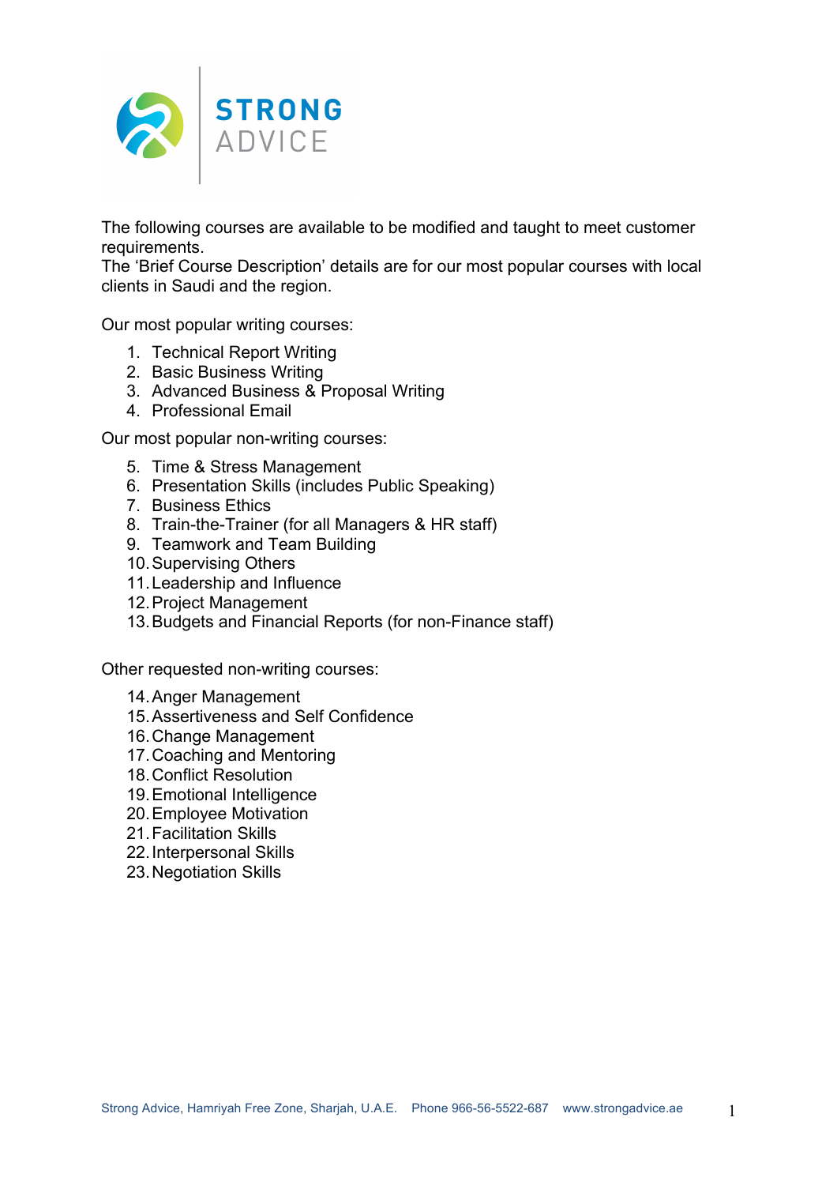STRONG ADVICE

The following courses are available to be modified and taught to meet customer requirements.
The 'Brief Course Description' details are for our most popular courses with local clients in Saudi and the region.

Our most popular writing courses:

1. Technical Report Writing
2. Basic Business Writing
3. Advanced Business & Proposal Writing
4. Professional Email

Our most popular non-writing courses:

5. Time & Stress Management
6. Presentation Skills (includes Public Speaking)
7. Business Ethics
8. Train-the-Trainer (for all Managers & HR staff)
9. Teamwork and Team Building
10. Supervising Others
11. Leadership and Influence
12. Project Management
13. Budgets and Financial Reports (for non-Finance staff)

Other requested non-writing courses:

14. Anger Management
15. Assertiveness and Self Confidence
16. Change Management
17. Coaching and Mentoring
18. Conflict Resolution
19. Emotional Intelligence
20. Employee Motivation
21. Facilitation Skills
22. Interpersonal Skills
23. Negotiation Skills

Strong Advice, Hamriyah Free Zone, Sharjah, U.A.E. Phone 966-56-5522-687 www.strongadvice.ae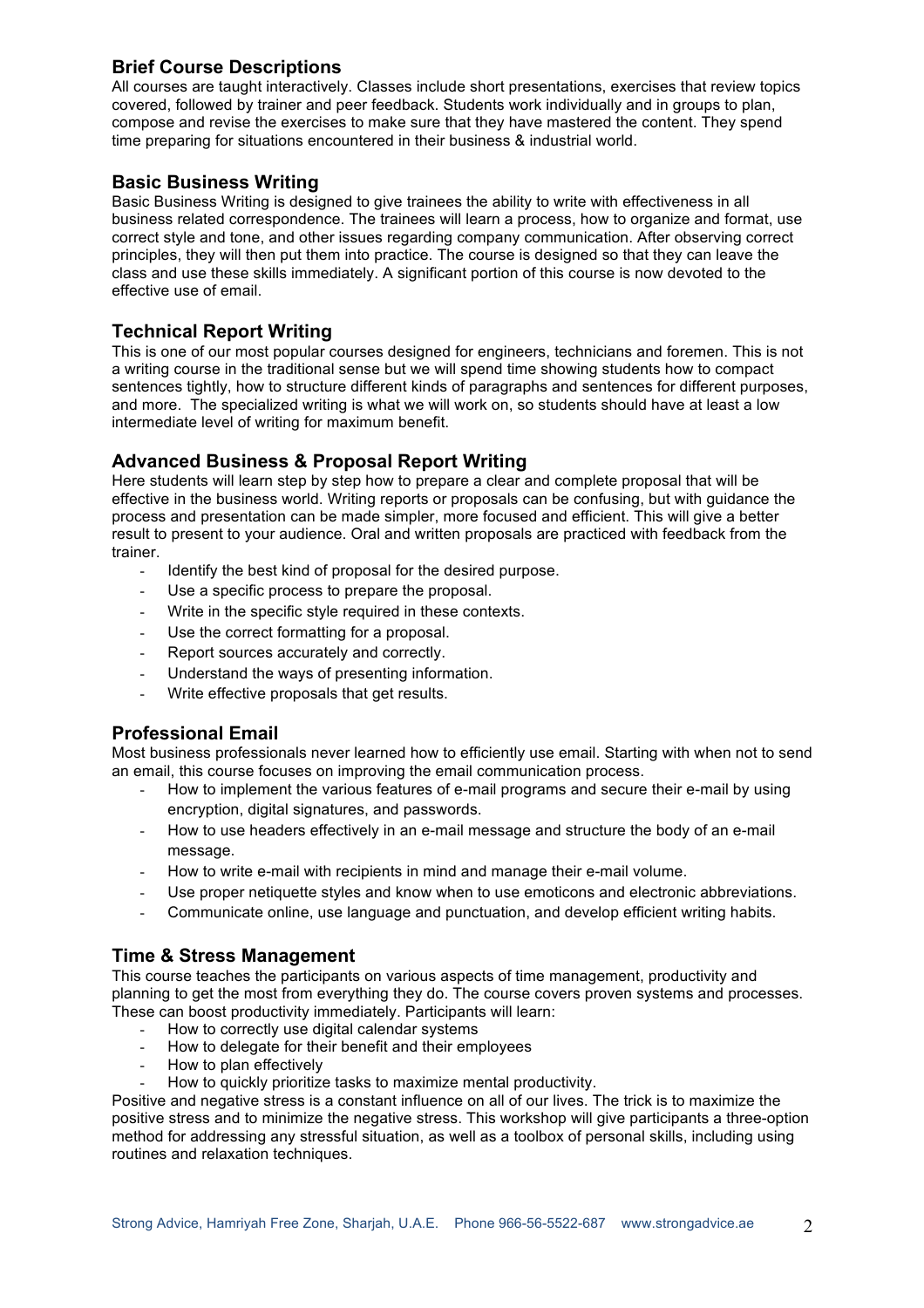## Brief Course Descriptions

All courses are taught interactively. Classes include short presentations, exercises that review topics covered, followed by trainer and peer feedback. Students work individually and in groups to plan, compose and revise the exercises to make sure that they have mastered the content. They spend time preparing for situations encountered in their business & industrial world.

## Basic Business Writing

Basic Business Writing is designed to give trainees the ability to write with effectiveness in all business related correspondence. The trainees will learn a process, how to organize and format, use correct style and tone, and other issues regarding company communication. After observing correct principles, they will then put them into practice. The course is designed so that they can leave the class and use these skills immediately. A significant portion of this course is now devoted to the effective use of email.

## Technical Report Writing

This is one of our most popular courses designed for engineers, technicians and foremen. This is not a writing course in the traditional sense but we will spend time showing students how to compact sentences tightly, how to structure different kinds of paragraphs and sentences for different purposes, and more.  The specialized writing is what we will work on, so students should have at least a low intermediate level of writing for maximum benefit.

## Advanced Business & Proposal Report Writing

Here students will learn step by step how to prepare a clear and complete proposal that will be effective in the business world. Writing reports or proposals can be confusing, but with guidance the process and presentation can be made simpler, more focused and efficient. This will give a better result to present to your audience. Oral and written proposals are practiced with feedback from the trainer.

- Identify the best kind of proposal for the desired purpose.
- Use a specific process to prepare the proposal.
- Write in the specific style required in these contexts.
- Use the correct formatting for a proposal.
- Report sources accurately and correctly.
- Understand the ways of presenting information.
- Write effective proposals that get results.

## Professional Email

Most business professionals never learned how to efficiently use email. Starting with when not to send an email, this course focuses on improving the email communication process.

- How to implement the various features of e-mail programs and secure their e-mail by using encryption, digital signatures, and passwords.
- How to use headers effectively in an e-mail message and structure the body of an e-mail message.
- How to write e-mail with recipients in mind and manage their e-mail volume.
- Use proper netiquette styles and know when to use emoticons and electronic abbreviations.
- Communicate online, use language and punctuation, and develop efficient writing habits.

## Time & Stress Management

This course teaches the participants on various aspects of time management, productivity and planning to get the most from everything they do. The course covers proven systems and processes. These can boost productivity immediately. Participants will learn:

- How to correctly use digital calendar systems
- How to delegate for their benefit and their employees
- How to plan effectively
- How to quickly prioritize tasks to maximize mental productivity.

Positive and negative stress is a constant influence on all of our lives. The trick is to maximize the positive stress and to minimize the negative stress. This workshop will give participants a three-option method for addressing any stressful situation, as well as a toolbox of personal skills, including using routines and relaxation techniques.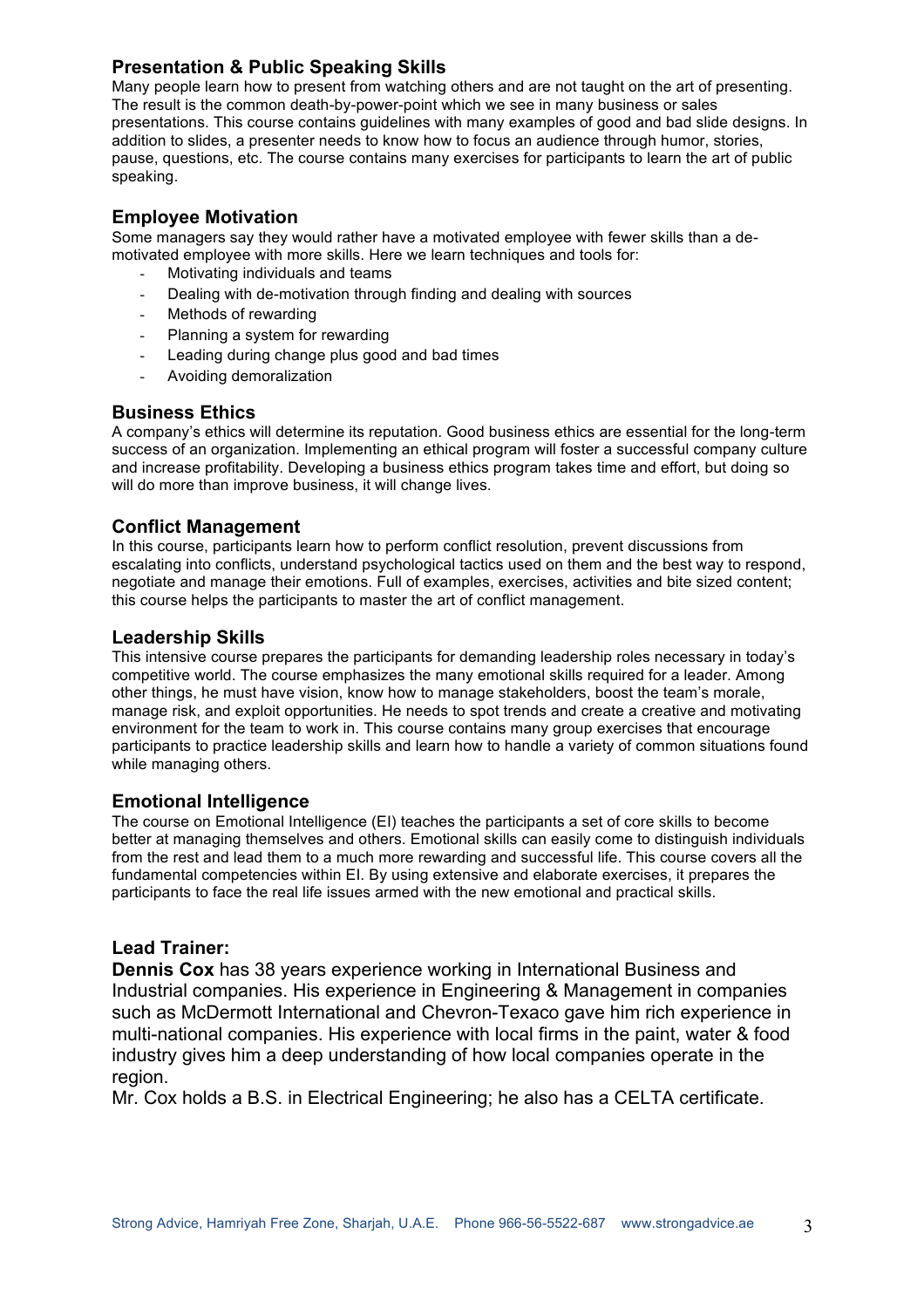## Presentation & Public Speaking Skills

Many people learn how to present from watching others and are not taught on the art of presenting. The result is the common death-by-power-point which we see in many business or sales presentations. This course contains guidelines with many examples of good and bad slide designs. In addition to slides, a presenter needs to know how to focus an audience through humor, stories, pause, questions, etc. The course contains many exercises for participants to learn the art of public speaking.

## Employee Motivation

Some managers say they would rather have a motivated employee with fewer skills than a de-motivated employee with more skills. Here we learn techniques and tools for:

- Motivating individuals and teams
- Dealing with de-motivation through finding and dealing with sources
- Methods of rewarding
- Planning a system for rewarding
- Leading during change plus good and bad times
- Avoiding demoralization

## Business Ethics

A company's ethics will determine its reputation. Good business ethics are essential for the long-term success of an organization. Implementing an ethical program will foster a successful company culture and increase profitability. Developing a business ethics program takes time and effort, but doing so will do more than improve business, it will change lives.

## Conflict Management

In this course, participants learn how to perform conflict resolution, prevent discussions from escalating into conflicts, understand psychological tactics used on them and the best way to respond, negotiate and manage their emotions. Full of examples, exercises, activities and bite sized content; this course helps the participants to master the art of conflict management.

## Leadership Skills

This intensive course prepares the participants for demanding leadership roles necessary in today's competitive world. The course emphasizes the many emotional skills required for a leader. Among other things, he must have vision, know how to manage stakeholders, boost the team's morale, manage risk, and exploit opportunities. He needs to spot trends and create a creative and motivating environment for the team to work in. This course contains many group exercises that encourage participants to practice leadership skills and learn how to handle a variety of common situations found while managing others.

## Emotional Intelligence

The course on Emotional Intelligence (EI) teaches the participants a set of core skills to become better at managing themselves and others. Emotional skills can easily come to distinguish individuals from the rest and lead them to a much more rewarding and successful life. This course covers all the fundamental competencies within EI. By using extensive and elaborate exercises, it prepares the participants to face the real life issues armed with the new emotional and practical skills.

## Lead Trainer:

**Dennis Cox** has 38 years experience working in International Business and Industrial companies. His experience in Engineering & Management in companies such as McDermott International and Chevron-Texaco gave him rich experience in multi-national companies. His experience with local firms in the paint, water & food industry gives him a deep understanding of how local companies operate in the region.

Mr. Cox holds a B.S. in Electrical Engineering; he also has a CELTA certificate.